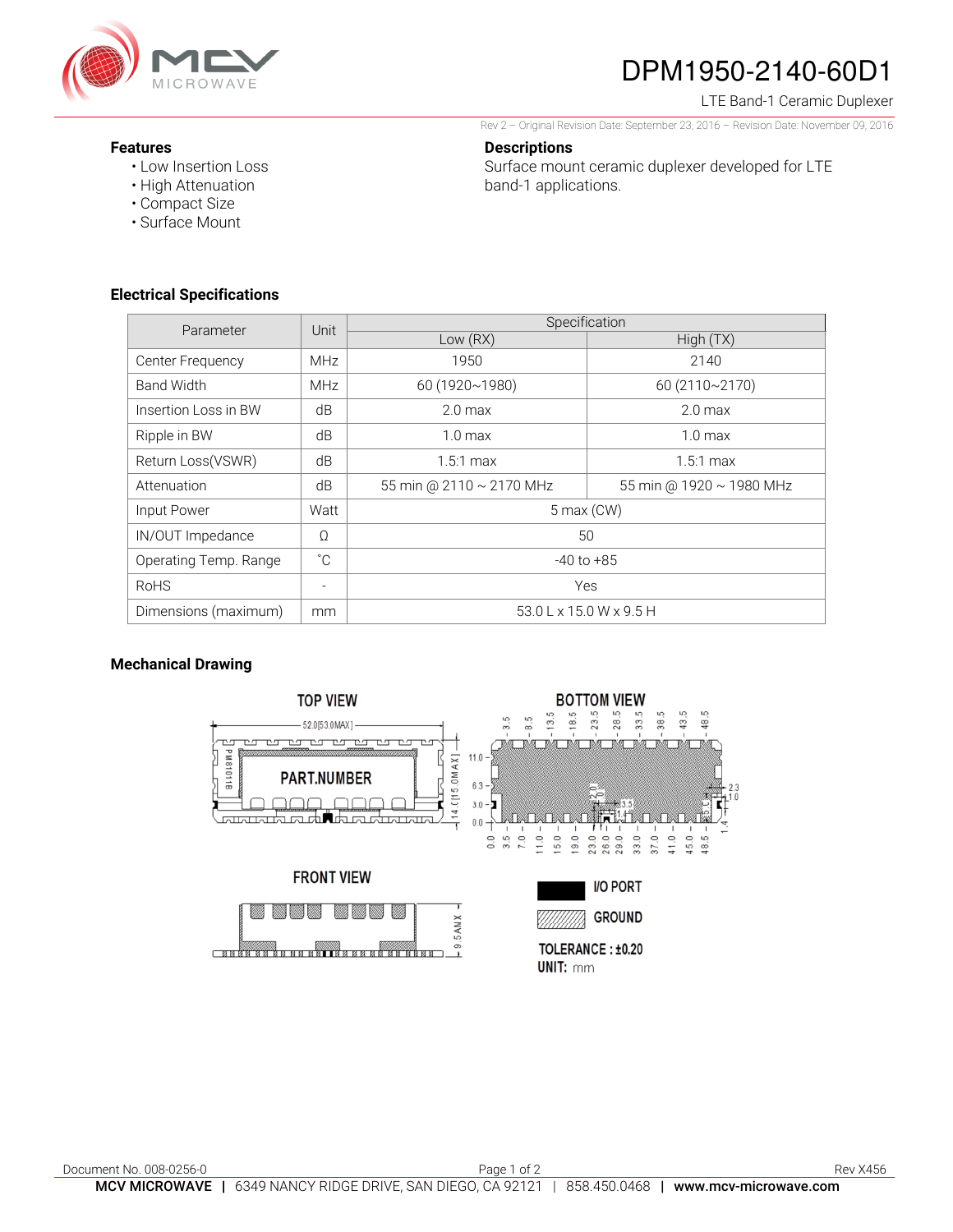# DPM1950-2140-60D1

LTE Band-1 Ceramic Duplexer

Rev 2 – Original Revision Date: September 23, 2016 – Revision Date: November 09, 2016

## Features

- Low Insertion Loss
- High Attenuation
- Compact Size
- Surface Mount

## Descriptions

Surface mount ceramic duplexer developed for LTE band-1 applications.

## Electrical Specifications

| Parameter | Unit | Specification | |
|---|---|---|---|
| | | Low (RX) | High (TX) |
| Center Frequency | MHz | 1950 | 2140 |
| Band Width | MHz | 60 (1920~1980) | 60 (2110~2170) |
| Insertion Loss in BW | dB | 2.0 max | 2.0 max |
| Ripple in BW | dB | 1.0 max | 1.0 max |
| Return Loss(VSWR) | dB | 1.5:1 max | 1.5:1 max |
| Attenuation | dB | 55 min @ 2110 ~ 2170 MHz | 55 min @ 1920 ~ 1980 MHz |
| Input Power | Watt | 5 max (CW) | |
| IN/OUT Impedance | Ω | 50 | |
| Operating Temp. Range | ˚C | -40 to +85 | |
| RoHS | - | Yes | |
| Dimensions (maximum) | mm | 53.0 L x 15.0 W x 9.5 H | |

## Mechanical Drawing

TOP VIEW

BOTTOM VIEW

FRONT VIEW

I/O PORT

GROUND

TOLERANCE : ±0.20

UNIT: mm

Document No. 008-0256-0

Rev X456

**MCV MICROWAVE** | 6349 NANCY RIDGE DRIVE, SAN DIEGO, CA 92121 | 858.450.0468 | **www.mcv-microwave.com**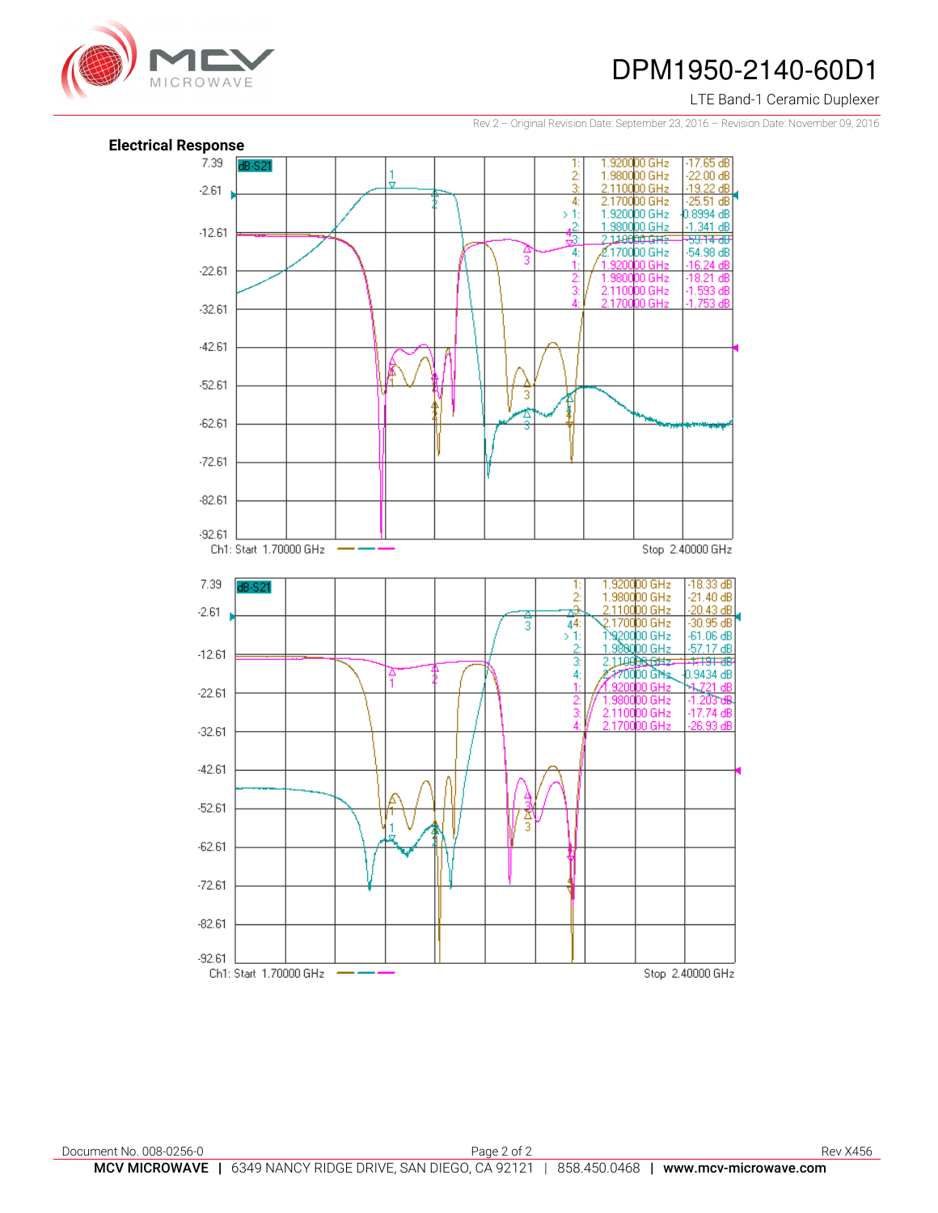## Electrical Response

dB-S21

7.39
-2.61
-12.61
-22.61
-32.61
-42.61
-52.61
-62.61
-72.61
-82.61
-92.61

1: 1.920000 GHz -17.65 dB
2: 1.980000 GHz -22.00 dB
3: 2.110000 GHz -19.22 dB
4: 2.170000 GHz -25.51 dB
> 1: 1.920000 GHz -0.8994 dB
2: 1.980000 GHz -1.341 dB
3: 2.110000 GHz -59.14 dB
4: 2.170000 GHz -54.98 dB
1: 1.920000 GHz -16.24 dB
2: 1.980000 GHz -18.21 dB
3: 2.110000 GHz -1.593 dB
4: 2.170000 GHz -1.753 dB

Ch1: Start 1.70000 GHz

Stop 2.40000 GHz

dB-S21

7.39
-2.61
-12.61
-22.61
-32.61
-42.61
-52.61
-62.61
-72.61
-82.61
-92.61

1: 1.920000 GHz -18.33 dB
2: 1.980000 GHz -21.40 dB
3: 2.110000 GHz -20.43 dB
4: 2.170000 GHz -30.95 dB
> 1: 1.920000 GHz -61.06 dB
2: 1.980000 GHz -57.17 dB
3: 2.110000 GHz -1.191 dB
4: 2.170000 GHz -0.9434 dB
1: 1.920000 GHz -1.721 dB
2: 1.980000 GHz -1.203 dB
3: 2.110000 GHz -17.74 dB
4: 2.170000 GHz -26.93 dB

Ch1: Start 1.70000 GHz

Stop 2.40000 GHz